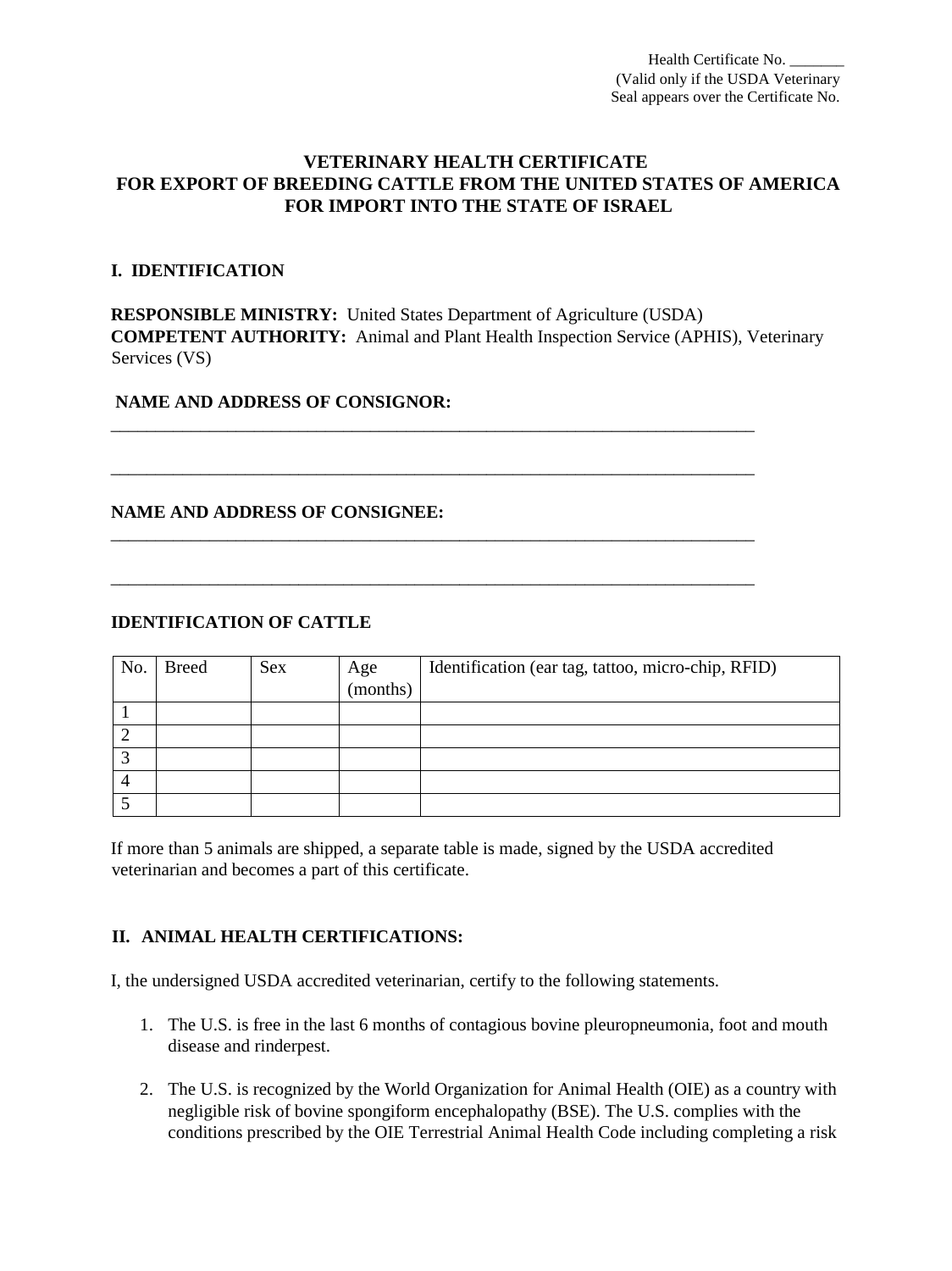Health Certificate No. _______
(Valid only if the USDA Veterinary
Seal appears over the Certificate No.

# VETERINARY HEALTH CERTIFICATE
# FOR EXPORT OF BREEDING CATTLE FROM THE UNITED STATES OF AMERICA
# FOR IMPORT INTO THE STATE OF ISRAEL

## I. IDENTIFICATION

**RESPONSIBLE MINISTRY:** United States Department of Agriculture (USDA)
**COMPETENT AUTHORITY:** Animal and Plant Health Inspection Service (APHIS), Veterinary Services (VS)

**NAME AND ADDRESS OF CONSIGNOR:**
_____________________________________________________________________________

_____________________________________________________________________________

**NAME AND ADDRESS OF CONSIGNEE:**
_____________________________________________________________________________

_____________________________________________________________________________

**IDENTIFICATION OF CATTLE**

| No. | Breed | Sex | Age (months) | Identification (ear tag, tattoo, micro-chip, RFID) |
|---|---|---|---|---|
| 1 | | | | |
| 2 | | | | |
| 3 | | | | |
| 4 | | | | |
| 5 | | | | |

If more than 5 animals are shipped, a separate table is made, signed by the USDA accredited veterinarian and becomes a part of this certificate.

## II. ANIMAL HEALTH CERTIFICATIONS:

I, the undersigned USDA accredited veterinarian, certify to the following statements.

1. The U.S. is free in the last 6 months of contagious bovine pleuropneumonia, foot and mouth disease and rinderpest.

2. The U.S. is recognized by the World Organization for Animal Health (OIE) as a country with negligible risk of bovine spongiform encephalopathy (BSE). The U.S. complies with the conditions prescribed by the OIE Terrestrial Animal Health Code including completing a risk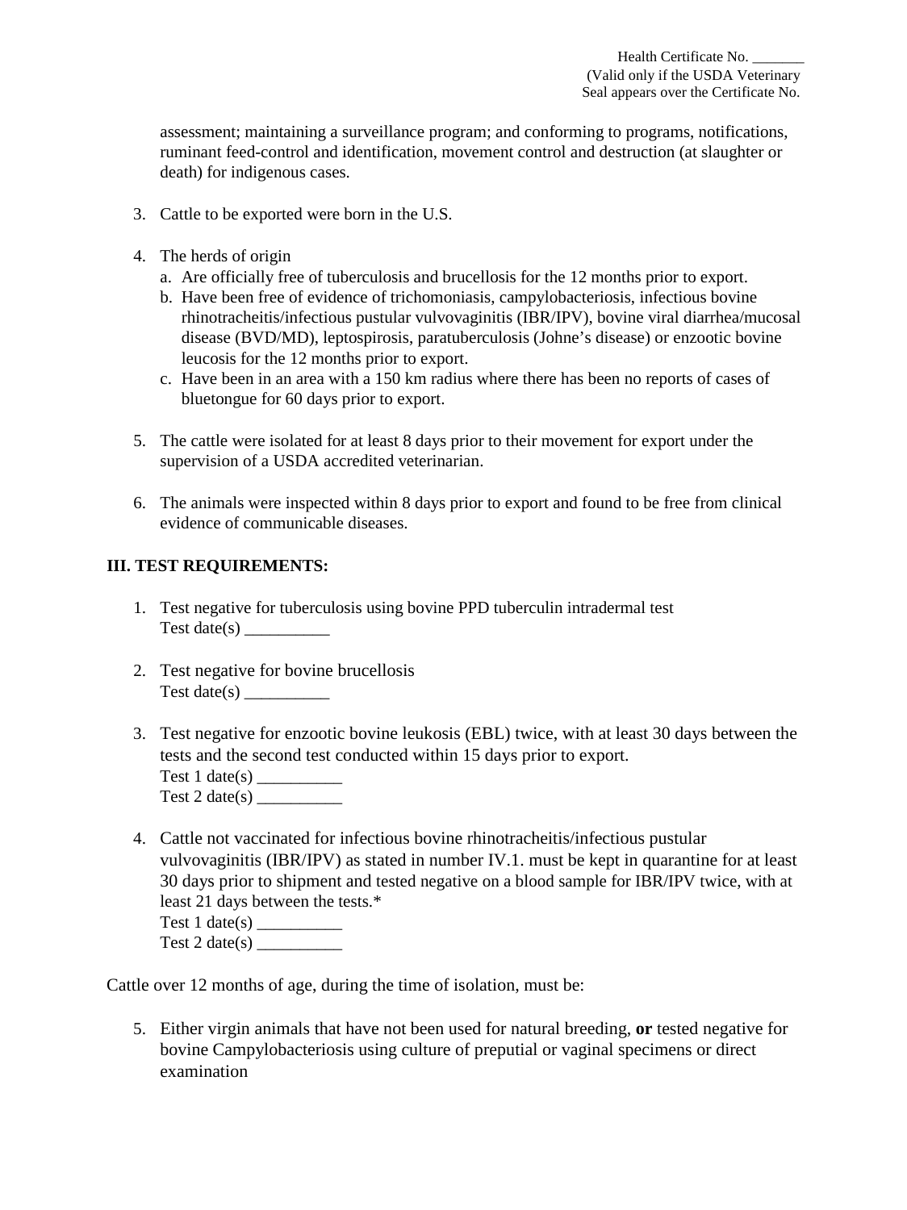Health Certificate No. _______
(Valid only if the USDA Veterinary
Seal appears over the Certificate No.

assessment; maintaining a surveillance program; and conforming to programs, notifications, ruminant feed-control and identification, movement control and destruction (at slaughter or death) for indigenous cases.

3. Cattle to be exported were born in the U.S.

4. The herds of origin
   a. Are officially free of tuberculosis and brucellosis for the 12 months prior to export.
   b. Have been free of evidence of trichomoniasis, campylobacteriosis, infectious bovine rhinotracheitis/infectious pustular vulvovaginitis (IBR/IPV), bovine viral diarrhea/mucosal disease (BVD/MD), leptospirosis, paratuberculosis (Johne's disease) or enzootic bovine leucosis for the 12 months prior to export.
   c. Have been in an area with a 150 km radius where there has been no reports of cases of bluetongue for 60 days prior to export.

5. The cattle were isolated for at least 8 days prior to their movement for export under the supervision of a USDA accredited veterinarian.

6. The animals were inspected within 8 days prior to export and found to be free from clinical evidence of communicable diseases.

**III. TEST REQUIREMENTS:**

1. Test negative for tuberculosis using bovine PPD tuberculin intradermal test
   Test date(s) __________

2. Test negative for bovine brucellosis
   Test date(s) __________

3. Test negative for enzootic bovine leukosis (EBL) twice, with at least 30 days between the tests and the second test conducted within 15 days prior to export.
   Test 1 date(s) __________
   Test 2 date(s) __________

4. Cattle not vaccinated for infectious bovine rhinotracheitis/infectious pustular vulvovaginitis (IBR/IPV) as stated in number IV.1. must be kept in quarantine for at least 30 days prior to shipment and tested negative on a blood sample for IBR/IPV twice, with at least 21 days between the tests.*
   Test 1 date(s) __________
   Test 2 date(s) __________

Cattle over 12 months of age, during the time of isolation, must be:

5. Either virgin animals that have not been used for natural breeding, **or** tested negative for bovine Campylobacteriosis using culture of preputial or vaginal specimens or direct examination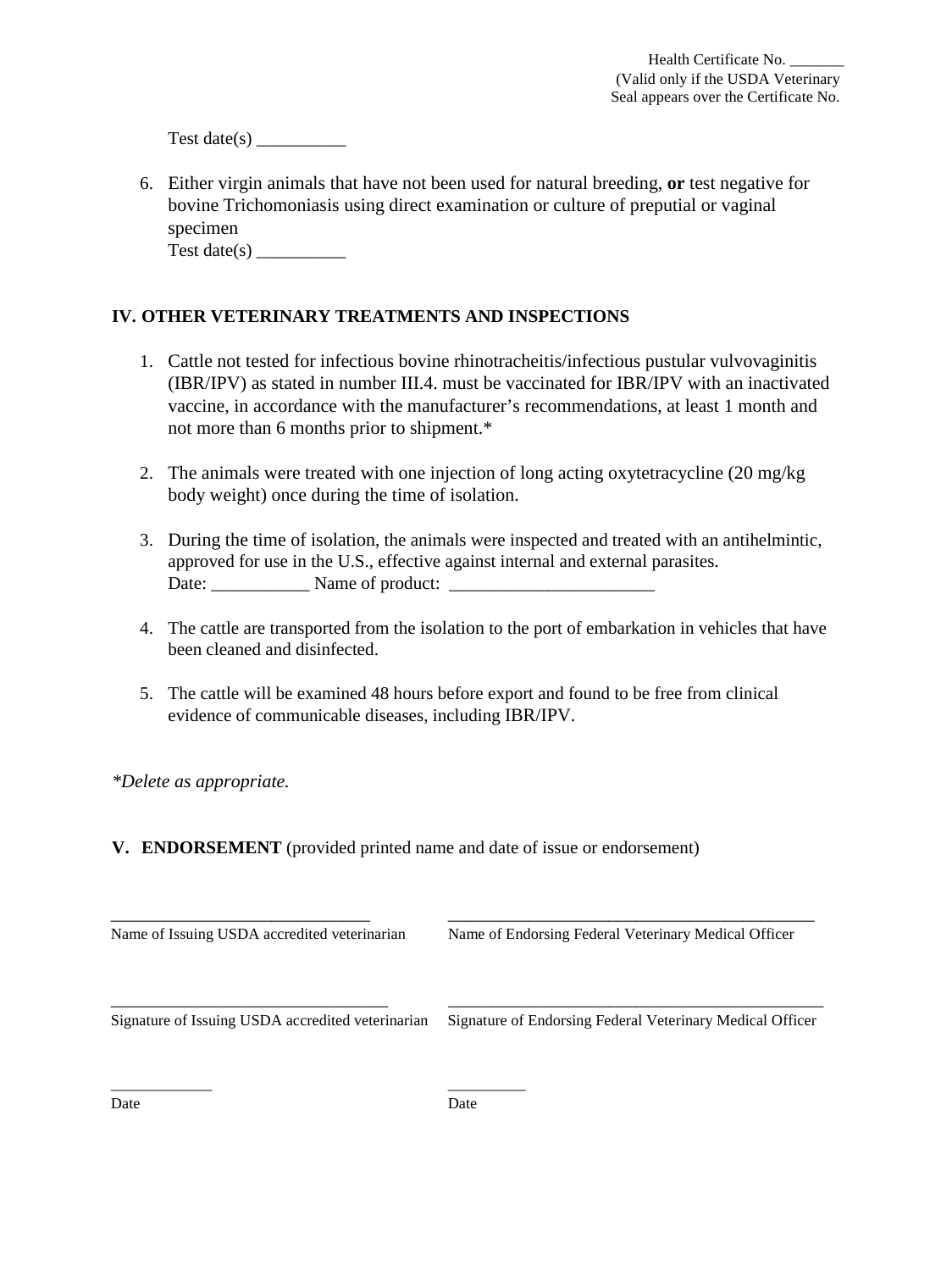Health Certificate No. _______
(Valid only if the USDA Veterinary
Seal appears over the Certificate No.

Test date(s) __________

6. Either virgin animals that have not been used for natural breeding, **or** test negative for bovine Trichomoniasis using direct examination or culture of preputial or vaginal specimen
   Test date(s) __________

## IV. OTHER VETERINARY TREATMENTS AND INSPECTIONS

1. Cattle not tested for infectious bovine rhinotracheitis/infectious pustular vulvovaginitis (IBR/IPV) as stated in number III.4. must be vaccinated for IBR/IPV with an inactivated vaccine, in accordance with the manufacturer's recommendations, at least 1 month and not more than 6 months prior to shipment.*

2. The animals were treated with one injection of long acting oxytetracycline (20 mg/kg body weight) once during the time of isolation.

3. During the time of isolation, the animals were inspected and treated with an antihelmintic, approved for use in the U.S., effective against internal and external parasites.
   Date: ___________ Name of product: _______________________

4. The cattle are transported from the isolation to the port of embarkation in vehicles that have been cleaned and disinfected.

5. The cattle will be examined 48 hours before export and found to be free from clinical evidence of communicable diseases, including IBR/IPV.

*\*Delete as appropriate.*

## V. ENDORSEMENT (provided printed name and date of issue or endorsement)

_______________________________
Name of Issuing USDA accredited veterinarian

_______________________________
Name of Endorsing Federal Veterinary Medical Officer

_______________________________
Signature of Issuing USDA accredited veterinarian

_______________________________
Signature of Endorsing Federal Veterinary Medical Officer

____________
Date

_________
Date